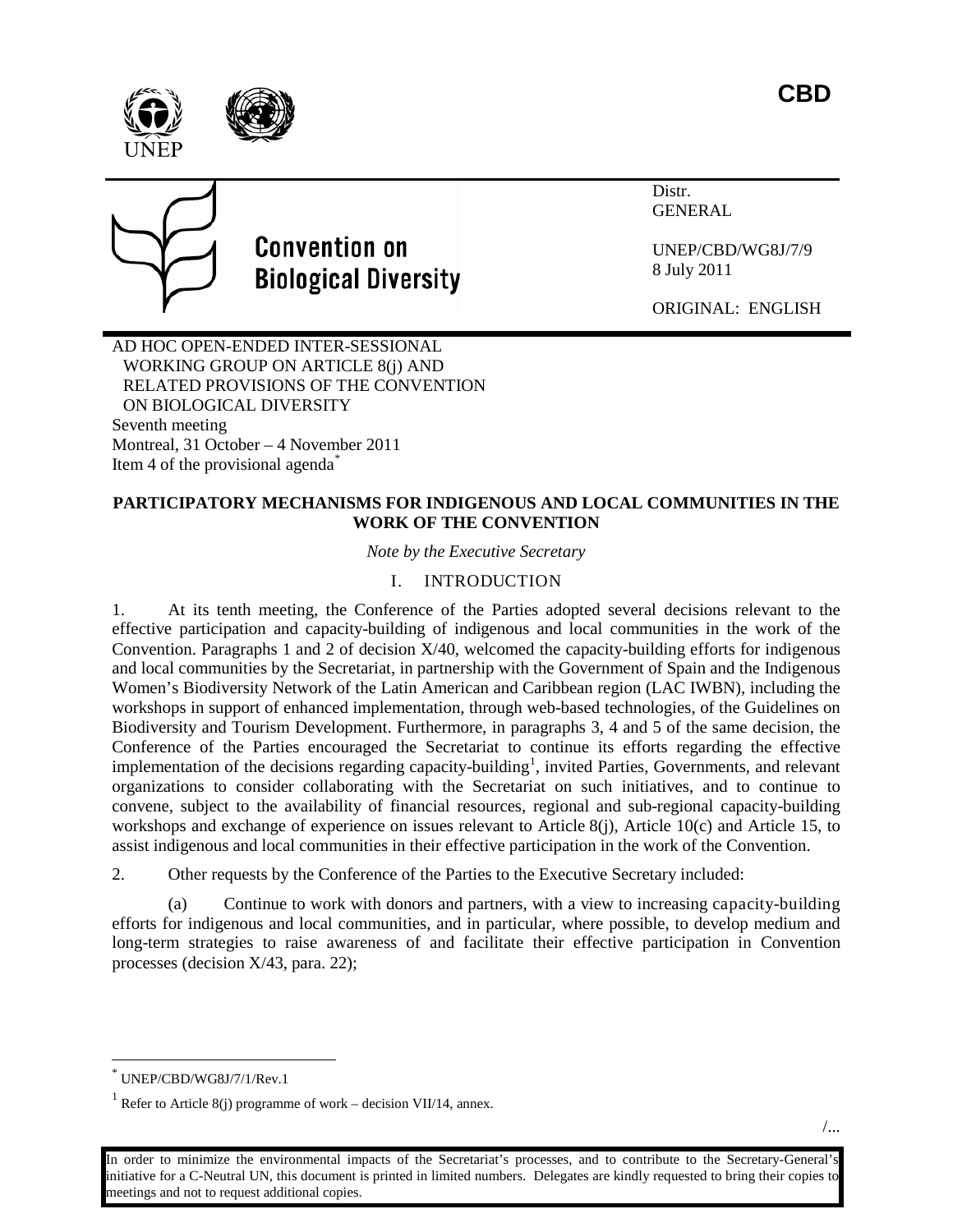CBD

Distr.
GENERAL

UNEP/CBD/WG8J/7/9
8 July 2011

ORIGINAL: ENGLISH

Convention on Biological Diversity

AD HOC OPEN-ENDED INTER-SESSIONAL WORKING GROUP ON ARTICLE 8(j) AND RELATED PROVISIONS OF THE CONVENTION ON BIOLOGICAL DIVERSITY
Seventh meeting
Montreal, 31 October – 4 November 2011
Item 4 of the provisional agenda*

# PARTICIPATORY MECHANISMS FOR INDIGENOUS AND LOCAL COMMUNITIES IN THE WORK OF THE CONVENTION

*Note by the Executive Secretary*

## I. INTRODUCTION

1. At its tenth meeting, the Conference of the Parties adopted several decisions relevant to the effective participation and capacity-building of indigenous and local communities in the work of the Convention. Paragraphs 1 and 2 of decision X/40, welcomed the capacity-building efforts for indigenous and local communities by the Secretariat, in partnership with the Government of Spain and the Indigenous Women's Biodiversity Network of the Latin American and Caribbean region (LAC IWBN), including the workshops in support of enhanced implementation, through web-based technologies, of the Guidelines on Biodiversity and Tourism Development. Furthermore, in paragraphs 3, 4 and 5 of the same decision, the Conference of the Parties encouraged the Secretariat to continue its efforts regarding the effective implementation of the decisions regarding capacity-building[1], invited Parties, Governments, and relevant organizations to consider collaborating with the Secretariat on such initiatives, and to continue to convene, subject to the availability of financial resources, regional and sub-regional capacity-building workshops and exchange of experience on issues relevant to Article 8(j), Article 10(c) and Article 15, to assist indigenous and local communities in their effective participation in the work of the Convention.

2. Other requests by the Conference of the Parties to the Executive Secretary included:

(a) Continue to work with donors and partners, with a view to increasing capacity-building efforts for indigenous and local communities, and in particular, where possible, to develop medium and long-term strategies to raise awareness of and facilitate their effective participation in Convention processes (decision X/43, para. 22);

---

\* UNEP/CBD/WG8J/7/1/Rev.1

[1] Refer to Article 8(j) programme of work – decision VII/14, annex.

In order to minimize the environmental impacts of the Secretariat's processes, and to contribute to the Secretary-General's initiative for a C-Neutral UN, this document is printed in limited numbers. Delegates are kindly requested to bring their copies to meetings and not to request additional copies.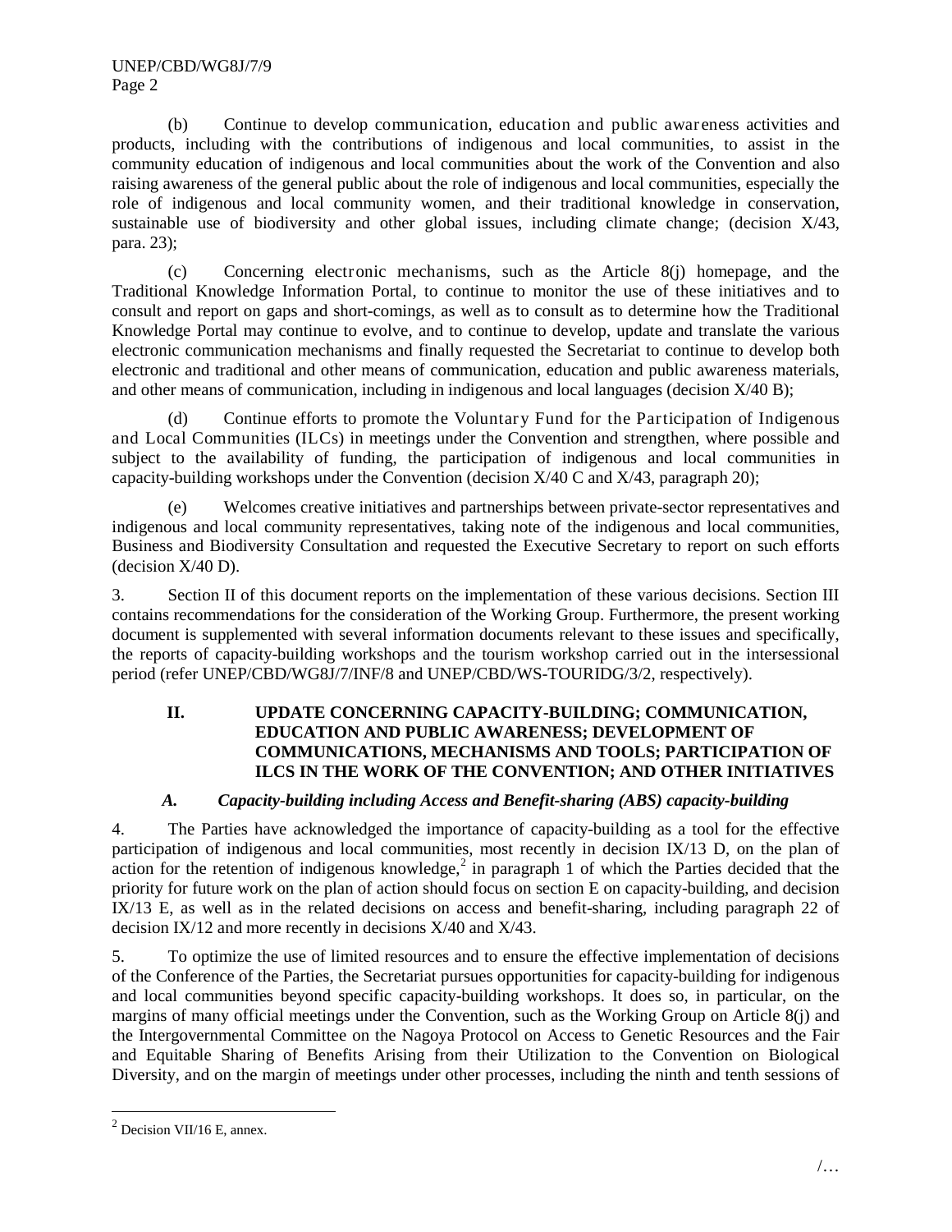(b) Continue to develop communication, education and public awareness activities and products, including with the contributions of indigenous and local communities, to assist in the community education of indigenous and local communities about the work of the Convention and also raising awareness of the general public about the role of indigenous and local communities, especially the role of indigenous and local community women, and their traditional knowledge in conservation, sustainable use of biodiversity and other global issues, including climate change; (decision X/43, para. 23);

(c) Concerning electronic mechanisms, such as the Article 8(j) homepage, and the Traditional Knowledge Information Portal, to continue to monitor the use of these initiatives and to consult and report on gaps and short-comings, as well as to consult as to determine how the Traditional Knowledge Portal may continue to evolve, and to continue to develop, update and translate the various electronic communication mechanisms and finally requested the Secretariat to continue to develop both electronic and traditional and other means of communication, education and public awareness materials, and other means of communication, including in indigenous and local languages (decision X/40 B);

(d) Continue efforts to promote the Voluntary Fund for the Participation of Indigenous and Local Communities (ILCs) in meetings under the Convention and strengthen, where possible and subject to the availability of funding, the participation of indigenous and local communities in capacity-building workshops under the Convention (decision X/40 C and X/43, paragraph 20);

(e) Welcomes creative initiatives and partnerships between private-sector representatives and indigenous and local community representatives, taking note of the indigenous and local communities, Business and Biodiversity Consultation and requested the Executive Secretary to report on such efforts (decision X/40 D).

3. Section II of this document reports on the implementation of these various decisions. Section III contains recommendations for the consideration of the Working Group. Furthermore, the present working document is supplemented with several information documents relevant to these issues and specifically, the reports of capacity-building workshops and the tourism workshop carried out in the intersessional period (refer UNEP/CBD/WG8J/7/INF/8 and UNEP/CBD/WS-TOURIDG/3/2, respectively).

## II. UPDATE CONCERNING CAPACITY-BUILDING; COMMUNICATION, EDUCATION AND PUBLIC AWARENESS; DEVELOPMENT OF COMMUNICATIONS, MECHANISMS AND TOOLS; PARTICIPATION OF ILCS IN THE WORK OF THE CONVENTION; AND OTHER INITIATIVES

### *A. Capacity-building including Access and Benefit-sharing (ABS) capacity-building*

4. The Parties have acknowledged the importance of capacity-building as a tool for the effective participation of indigenous and local communities, most recently in decision IX/13 D, on the plan of action for the retention of indigenous knowledge,[2] in paragraph 1 of which the Parties decided that the priority for future work on the plan of action should focus on section E on capacity-building, and decision IX/13 E, as well as in the related decisions on access and benefit-sharing, including paragraph 22 of decision IX/12 and more recently in decisions X/40 and X/43.

5. To optimize the use of limited resources and to ensure the effective implementation of decisions of the Conference of the Parties, the Secretariat pursues opportunities for capacity-building for indigenous and local communities beyond specific capacity-building workshops. It does so, in particular, on the margins of many official meetings under the Convention, such as the Working Group on Article 8(j) and the Intergovernmental Committee on the Nagoya Protocol on Access to Genetic Resources and the Fair and Equitable Sharing of Benefits Arising from their Utilization to the Convention on Biological Diversity, and on the margin of meetings under other processes, including the ninth and tenth sessions of

[2] Decision VII/16 E, annex.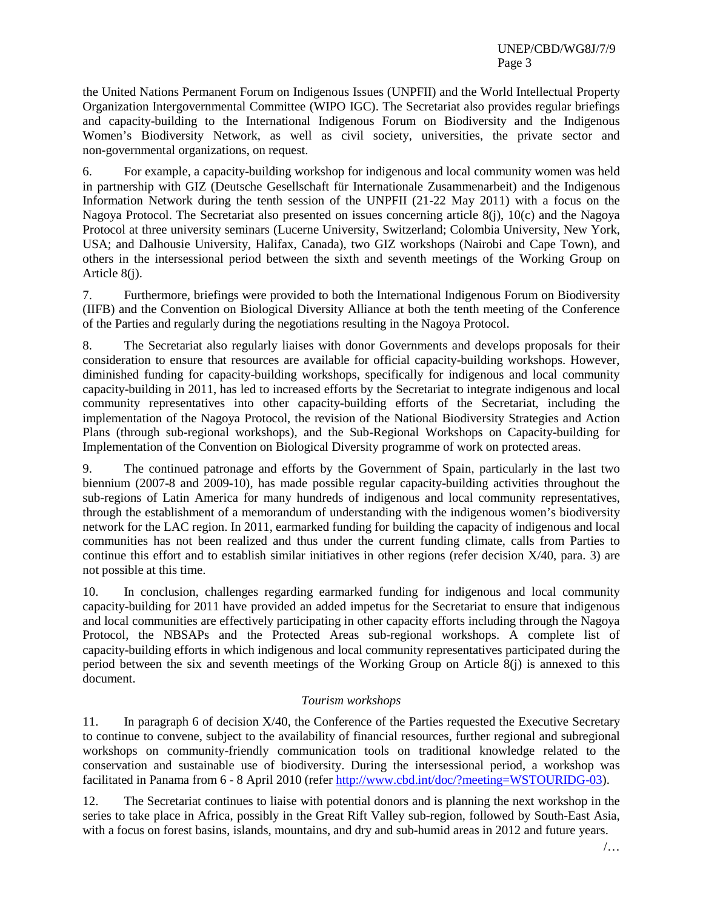the United Nations Permanent Forum on Indigenous Issues (UNPFII) and the World Intellectual Property Organization Intergovernmental Committee (WIPO IGC). The Secretariat also provides regular briefings and capacity-building to the International Indigenous Forum on Biodiversity and the Indigenous Women's Biodiversity Network, as well as civil society, universities, the private sector and non-governmental organizations, on request.

6. For example, a capacity-building workshop for indigenous and local community women was held in partnership with GIZ (Deutsche Gesellschaft für Internationale Zusammenarbeit) and the Indigenous Information Network during the tenth session of the UNPFII (21-22 May 2011) with a focus on the Nagoya Protocol. The Secretariat also presented on issues concerning article 8(j), 10(c) and the Nagoya Protocol at three university seminars (Lucerne University, Switzerland; Colombia University, New York, USA; and Dalhousie University, Halifax, Canada), two GIZ workshops (Nairobi and Cape Town), and others in the intersessional period between the sixth and seventh meetings of the Working Group on Article 8(j).

7. Furthermore, briefings were provided to both the International Indigenous Forum on Biodiversity (IIFB) and the Convention on Biological Diversity Alliance at both the tenth meeting of the Conference of the Parties and regularly during the negotiations resulting in the Nagoya Protocol.

8. The Secretariat also regularly liaises with donor Governments and develops proposals for their consideration to ensure that resources are available for official capacity-building workshops. However, diminished funding for capacity-building workshops, specifically for indigenous and local community capacity-building in 2011, has led to increased efforts by the Secretariat to integrate indigenous and local community representatives into other capacity-building efforts of the Secretariat, including the implementation of the Nagoya Protocol, the revision of the National Biodiversity Strategies and Action Plans (through sub-regional workshops), and the Sub-Regional Workshops on Capacity-building for Implementation of the Convention on Biological Diversity programme of work on protected areas.

9. The continued patronage and efforts by the Government of Spain, particularly in the last two biennium (2007-8 and 2009-10), has made possible regular capacity-building activities throughout the sub-regions of Latin America for many hundreds of indigenous and local community representatives, through the establishment of a memorandum of understanding with the indigenous women's biodiversity network for the LAC region. In 2011, earmarked funding for building the capacity of indigenous and local communities has not been realized and thus under the current funding climate, calls from Parties to continue this effort and to establish similar initiatives in other regions (refer decision X/40, para. 3) are not possible at this time.

10. In conclusion, challenges regarding earmarked funding for indigenous and local community capacity-building for 2011 have provided an added impetus for the Secretariat to ensure that indigenous and local communities are effectively participating in other capacity efforts including through the Nagoya Protocol, the NBSAPs and the Protected Areas sub-regional workshops. A complete list of capacity-building efforts in which indigenous and local community representatives participated during the period between the six and seventh meetings of the Working Group on Article 8(j) is annexed to this document.

*Tourism workshops*

11. In paragraph 6 of decision X/40, the Conference of the Parties requested the Executive Secretary to continue to convene, subject to the availability of financial resources, further regional and subregional workshops on community-friendly communication tools on traditional knowledge related to the conservation and sustainable use of biodiversity. During the intersessional period, a workshop was facilitated in Panama from 6 - 8 April 2010 (refer http://www.cbd.int/doc/?meeting=WSTOURIDG-03).

12. The Secretariat continues to liaise with potential donors and is planning the next workshop in the series to take place in Africa, possibly in the Great Rift Valley sub-region, followed by South-East Asia, with a focus on forest basins, islands, mountains, and dry and sub-humid areas in 2012 and future years.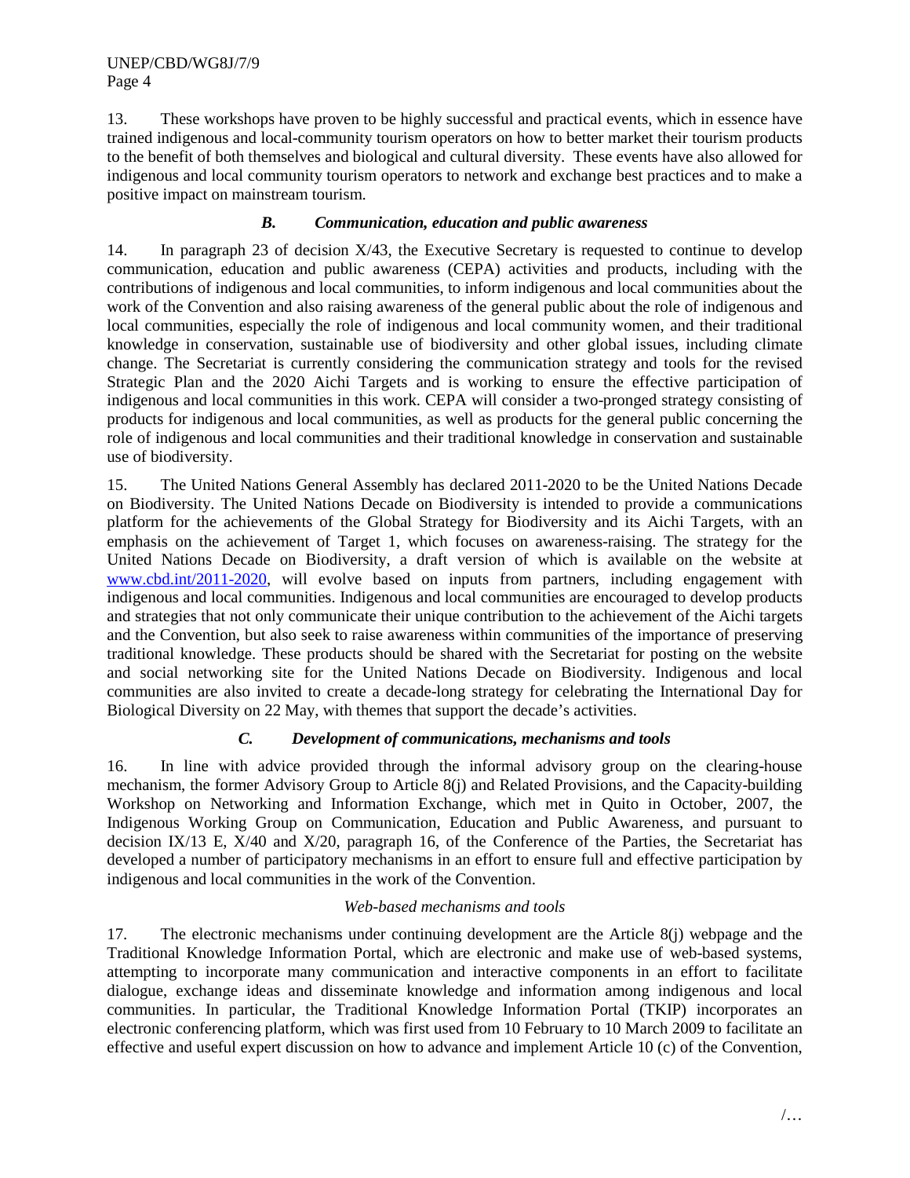13. These workshops have proven to be highly successful and practical events, which in essence have trained indigenous and local-community tourism operators on how to better market their tourism products to the benefit of both themselves and biological and cultural diversity. These events have also allowed for indigenous and local community tourism operators to network and exchange best practices and to make a positive impact on mainstream tourism.

### *B. Communication, education and public awareness*

14. In paragraph 23 of decision X/43, the Executive Secretary is requested to continue to develop communication, education and public awareness (CEPA) activities and products, including with the contributions of indigenous and local communities, to inform indigenous and local communities about the work of the Convention and also raising awareness of the general public about the role of indigenous and local communities, especially the role of indigenous and local community women, and their traditional knowledge in conservation, sustainable use of biodiversity and other global issues, including climate change. The Secretariat is currently considering the communication strategy and tools for the revised Strategic Plan and the 2020 Aichi Targets and is working to ensure the effective participation of indigenous and local communities in this work. CEPA will consider a two-pronged strategy consisting of products for indigenous and local communities, as well as products for the general public concerning the role of indigenous and local communities and their traditional knowledge in conservation and sustainable use of biodiversity.

15. The United Nations General Assembly has declared 2011-2020 to be the United Nations Decade on Biodiversity. The United Nations Decade on Biodiversity is intended to provide a communications platform for the achievements of the Global Strategy for Biodiversity and its Aichi Targets, with an emphasis on the achievement of Target 1, which focuses on awareness-raising. The strategy for the United Nations Decade on Biodiversity, a draft version of which is available on the website at [www.cbd.int/2011-2020](www.cbd.int/2011-2020), will evolve based on inputs from partners, including engagement with indigenous and local communities. Indigenous and local communities are encouraged to develop products and strategies that not only communicate their unique contribution to the achievement of the Aichi targets and the Convention, but also seek to raise awareness within communities of the importance of preserving traditional knowledge. These products should be shared with the Secretariat for posting on the website and social networking site for the United Nations Decade on Biodiversity. Indigenous and local communities are also invited to create a decade-long strategy for celebrating the International Day for Biological Diversity on 22 May, with themes that support the decade's activities.

### *C. Development of communications, mechanisms and tools*

16. In line with advice provided through the informal advisory group on the clearing-house mechanism, the former Advisory Group to Article 8(j) and Related Provisions, and the Capacity-building Workshop on Networking and Information Exchange, which met in Quito in October, 2007, the Indigenous Working Group on Communication, Education and Public Awareness, and pursuant to decision IX/13 E, X/40 and X/20, paragraph 16, of the Conference of the Parties, the Secretariat has developed a number of participatory mechanisms in an effort to ensure full and effective participation by indigenous and local communities in the work of the Convention.

*Web-based mechanisms and tools*

17. The electronic mechanisms under continuing development are the Article 8(j) webpage and the Traditional Knowledge Information Portal, which are electronic and make use of web-based systems, attempting to incorporate many communication and interactive components in an effort to facilitate dialogue, exchange ideas and disseminate knowledge and information among indigenous and local communities. In particular, the Traditional Knowledge Information Portal (TKIP) incorporates an electronic conferencing platform, which was first used from 10 February to 10 March 2009 to facilitate an effective and useful expert discussion on how to advance and implement Article 10 (c) of the Convention,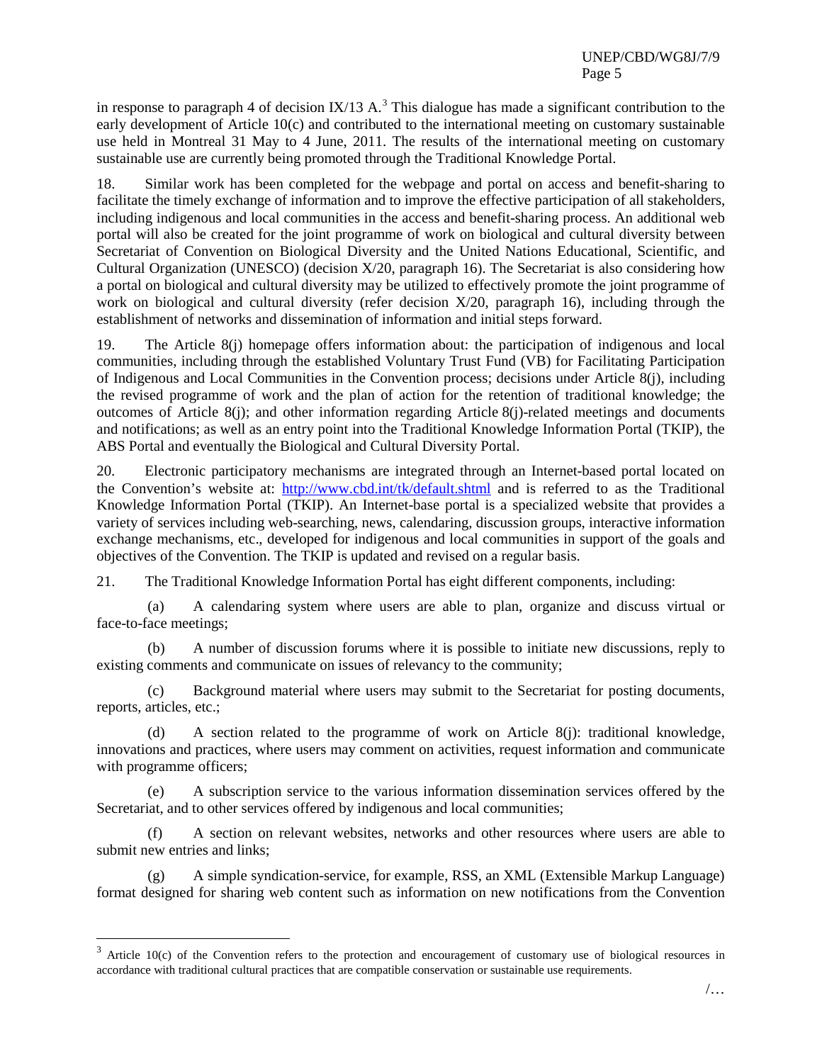in response to paragraph 4 of decision IX/13 A.[3] This dialogue has made a significant contribution to the early development of Article 10(c) and contributed to the international meeting on customary sustainable use held in Montreal 31 May to 4 June, 2011. The results of the international meeting on customary sustainable use are currently being promoted through the Traditional Knowledge Portal.

18. Similar work has been completed for the webpage and portal on access and benefit-sharing to facilitate the timely exchange of information and to improve the effective participation of all stakeholders, including indigenous and local communities in the access and benefit-sharing process. An additional web portal will also be created for the joint programme of work on biological and cultural diversity between Secretariat of Convention on Biological Diversity and the United Nations Educational, Scientific, and Cultural Organization (UNESCO) (decision X/20, paragraph 16). The Secretariat is also considering how a portal on biological and cultural diversity may be utilized to effectively promote the joint programme of work on biological and cultural diversity (refer decision X/20, paragraph 16), including through the establishment of networks and dissemination of information and initial steps forward.

19. The Article 8(j) homepage offers information about: the participation of indigenous and local communities, including through the established Voluntary Trust Fund (VB) for Facilitating Participation of Indigenous and Local Communities in the Convention process; decisions under Article 8(j), including the revised programme of work and the plan of action for the retention of traditional knowledge; the outcomes of Article 8(j); and other information regarding Article 8(j)-related meetings and documents and notifications; as well as an entry point into the Traditional Knowledge Information Portal (TKIP), the ABS Portal and eventually the Biological and Cultural Diversity Portal.

20. Electronic participatory mechanisms are integrated through an Internet-based portal located on the Convention's website at: http://www.cbd.int/tk/default.shtml and is referred to as the Traditional Knowledge Information Portal (TKIP). An Internet-base portal is a specialized website that provides a variety of services including web-searching, news, calendaring, discussion groups, interactive information exchange mechanisms, etc., developed for indigenous and local communities in support of the goals and objectives of the Convention. The TKIP is updated and revised on a regular basis.

21. The Traditional Knowledge Information Portal has eight different components, including:

(a) A calendaring system where users are able to plan, organize and discuss virtual or face-to-face meetings;

(b) A number of discussion forums where it is possible to initiate new discussions, reply to existing comments and communicate on issues of relevancy to the community;

(c) Background material where users may submit to the Secretariat for posting documents, reports, articles, etc.;

(d) A section related to the programme of work on Article 8(j): traditional knowledge, innovations and practices, where users may comment on activities, request information and communicate with programme officers;

(e) A subscription service to the various information dissemination services offered by the Secretariat, and to other services offered by indigenous and local communities;

(f) A section on relevant websites, networks and other resources where users are able to submit new entries and links;

(g) A simple syndication-service, for example, RSS, an XML (Extensible Markup Language) format designed for sharing web content such as information on new notifications from the Convention

---

[3] Article 10(c) of the Convention refers to the protection and encouragement of customary use of biological resources in accordance with traditional cultural practices that are compatible conservation or sustainable use requirements.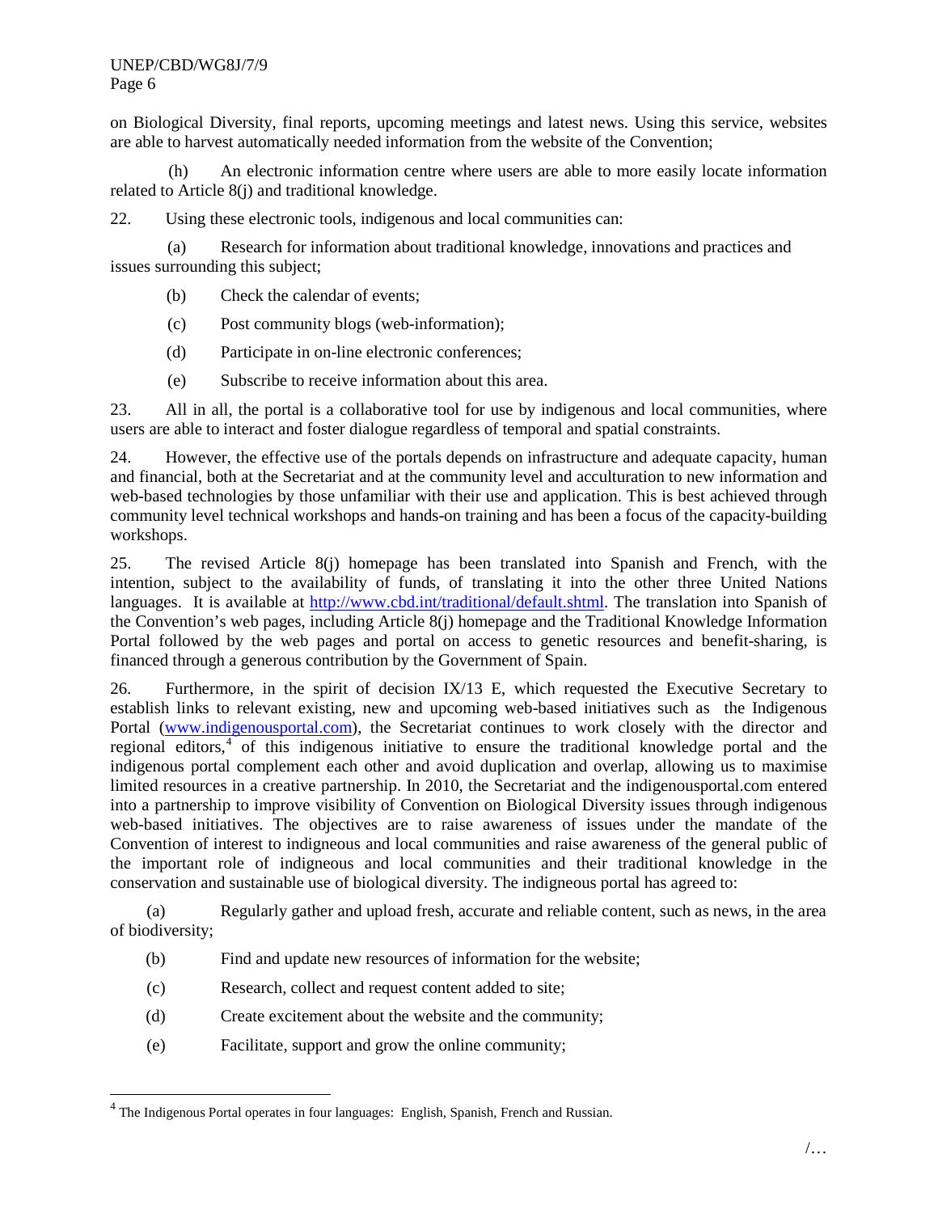on Biological Diversity, final reports, upcoming meetings and latest news. Using this service, websites are able to harvest automatically needed information from the website of the Convention;

(h) An electronic information centre where users are able to more easily locate information related to Article 8(j) and traditional knowledge.

22. Using these electronic tools, indigenous and local communities can:

(a) Research for information about traditional knowledge, innovations and practices and issues surrounding this subject;

(b) Check the calendar of events;

(c) Post community blogs (web-information);

(d) Participate in on-line electronic conferences;

(e) Subscribe to receive information about this area.

23. All in all, the portal is a collaborative tool for use by indigenous and local communities, where users are able to interact and foster dialogue regardless of temporal and spatial constraints.

24. However, the effective use of the portals depends on infrastructure and adequate capacity, human and financial, both at the Secretariat and at the community level and acculturation to new information and web-based technologies by those unfamiliar with their use and application. This is best achieved through community level technical workshops and hands-on training and has been a focus of the capacity-building workshops.

25. The revised Article 8(j) homepage has been translated into Spanish and French, with the intention, subject to the availability of funds, of translating it into the other three United Nations languages. It is available at [http://www.cbd.int/traditional/default.shtml](http://www.cbd.int/traditional/default.shtml). The translation into Spanish of the Convention's web pages, including Article 8(j) homepage and the Traditional Knowledge Information Portal followed by the web pages and portal on access to genetic resources and benefit-sharing, is financed through a generous contribution by the Government of Spain.

26. Furthermore, in the spirit of decision IX/13 E, which requested the Executive Secretary to establish links to relevant existing, new and upcoming web-based initiatives such as the Indigenous Portal ([www.indigenousportal.com](http://www.indigenousportal.com)), the Secretariat continues to work closely with the director and regional editors,[4] of this indigenous initiative to ensure the traditional knowledge portal and the indigenous portal complement each other and avoid duplication and overlap, allowing us to maximise limited resources in a creative partnership. In 2010, the Secretariat and the indigenousportal.com entered into a partnership to improve visibility of Convention on Biological Diversity issues through indigenous web-based initiatives. The objectives are to raise awareness of issues under the mandate of the Convention of interest to indigenous and local communities and raise awareness of the general public of the important role of indigenous and local communities and their traditional knowledge in the conservation and sustainable use of biological diversity. The indigenous portal has agreed to:

(a) Regularly gather and upload fresh, accurate and reliable content, such as news, in the area of biodiversity;

(b) Find and update new resources of information for the website;

(c) Research, collect and request content added to site;

(d) Create excitement about the website and the community;

(e) Facilitate, support and grow the online community;

[4] The Indigenous Portal operates in four languages: English, Spanish, French and Russian.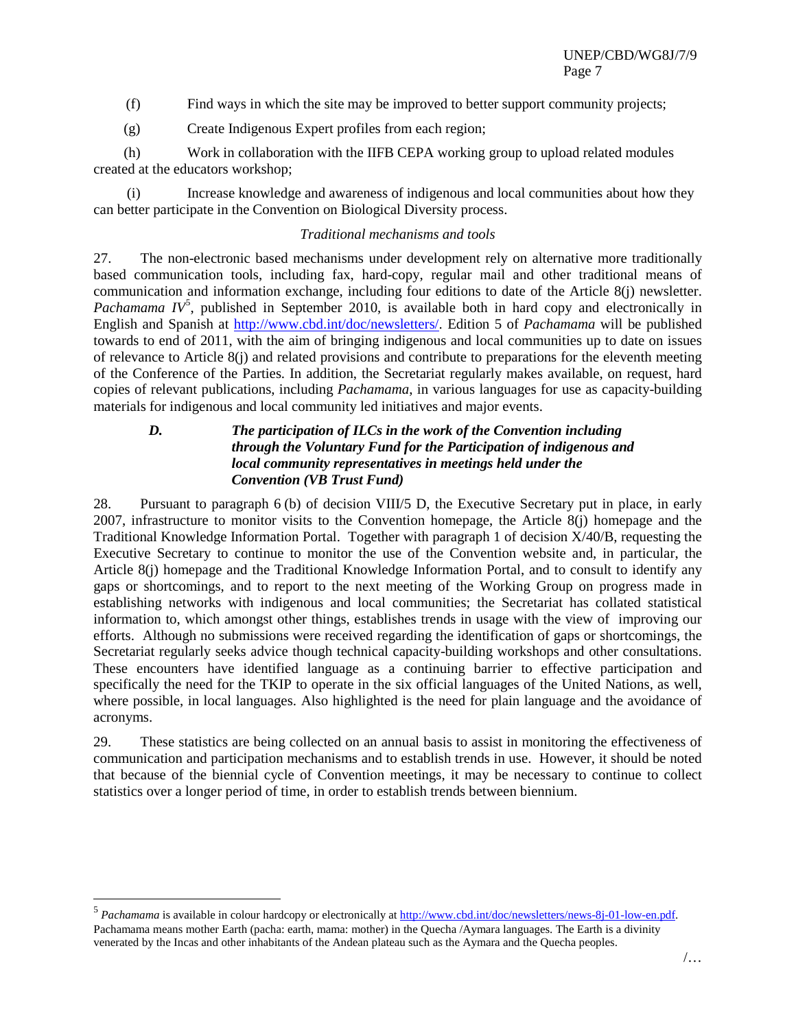(f) Find ways in which the site may be improved to better support community projects;

(g) Create Indigenous Expert profiles from each region;

(h) Work in collaboration with the IIFB CEPA working group to upload related modules created at the educators workshop;

(i) Increase knowledge and awareness of indigenous and local communities about how they can better participate in the Convention on Biological Diversity process.

*Traditional mechanisms and tools*

27. The non-electronic based mechanisms under development rely on alternative more traditionally based communication tools, including fax, hard-copy, regular mail and other traditional means of communication and information exchange, including four editions to date of the Article 8(j) newsletter. *Pachamama IV*[5], published in September 2010, is available both in hard copy and electronically in English and Spanish at http://www.cbd.int/doc/newsletters/. Edition 5 of *Pachamama* will be published towards to end of 2011, with the aim of bringing indigenous and local communities up to date on issues of relevance to Article 8(j) and related provisions and contribute to preparations for the eleventh meeting of the Conference of the Parties. In addition, the Secretariat regularly makes available, on request, hard copies of relevant publications, including *Pachamama*, in various languages for use as capacity-building materials for indigenous and local community led initiatives and major events.

### *D. The participation of ILCs in the work of the Convention including through the Voluntary Fund for the Participation of indigenous and local community representatives in meetings held under the Convention (VB Trust Fund)*

28. Pursuant to paragraph 6 (b) of decision VIII/5 D, the Executive Secretary put in place, in early 2007, infrastructure to monitor visits to the Convention homepage, the Article 8(j) homepage and the Traditional Knowledge Information Portal. Together with paragraph 1 of decision X/40/B, requesting the Executive Secretary to continue to monitor the use of the Convention website and, in particular, the Article 8(j) homepage and the Traditional Knowledge Information Portal, and to consult to identify any gaps or shortcomings, and to report to the next meeting of the Working Group on progress made in establishing networks with indigenous and local communities; the Secretariat has collated statistical information to, which amongst other things, establishes trends in usage with the view of improving our efforts. Although no submissions were received regarding the identification of gaps or shortcomings, the Secretariat regularly seeks advice though technical capacity-building workshops and other consultations. These encounters have identified language as a continuing barrier to effective participation and specifically the need for the TKIP to operate in the six official languages of the United Nations, as well, where possible, in local languages. Also highlighted is the need for plain language and the avoidance of acronyms.

29. These statistics are being collected on an annual basis to assist in monitoring the effectiveness of communication and participation mechanisms and to establish trends in use. However, it should be noted that because of the biennial cycle of Convention meetings, it may be necessary to continue to collect statistics over a longer period of time, in order to establish trends between biennium.

---

[5] *Pachamama* is available in colour hardcopy or electronically at http://www.cbd.int/doc/newsletters/news-8j-01-low-en.pdf. Pachamama means mother Earth (pacha: earth, mama: mother) in the Quecha /Aymara languages. The Earth is a divinity venerated by the Incas and other inhabitants of the Andean plateau such as the Aymara and the Quecha peoples.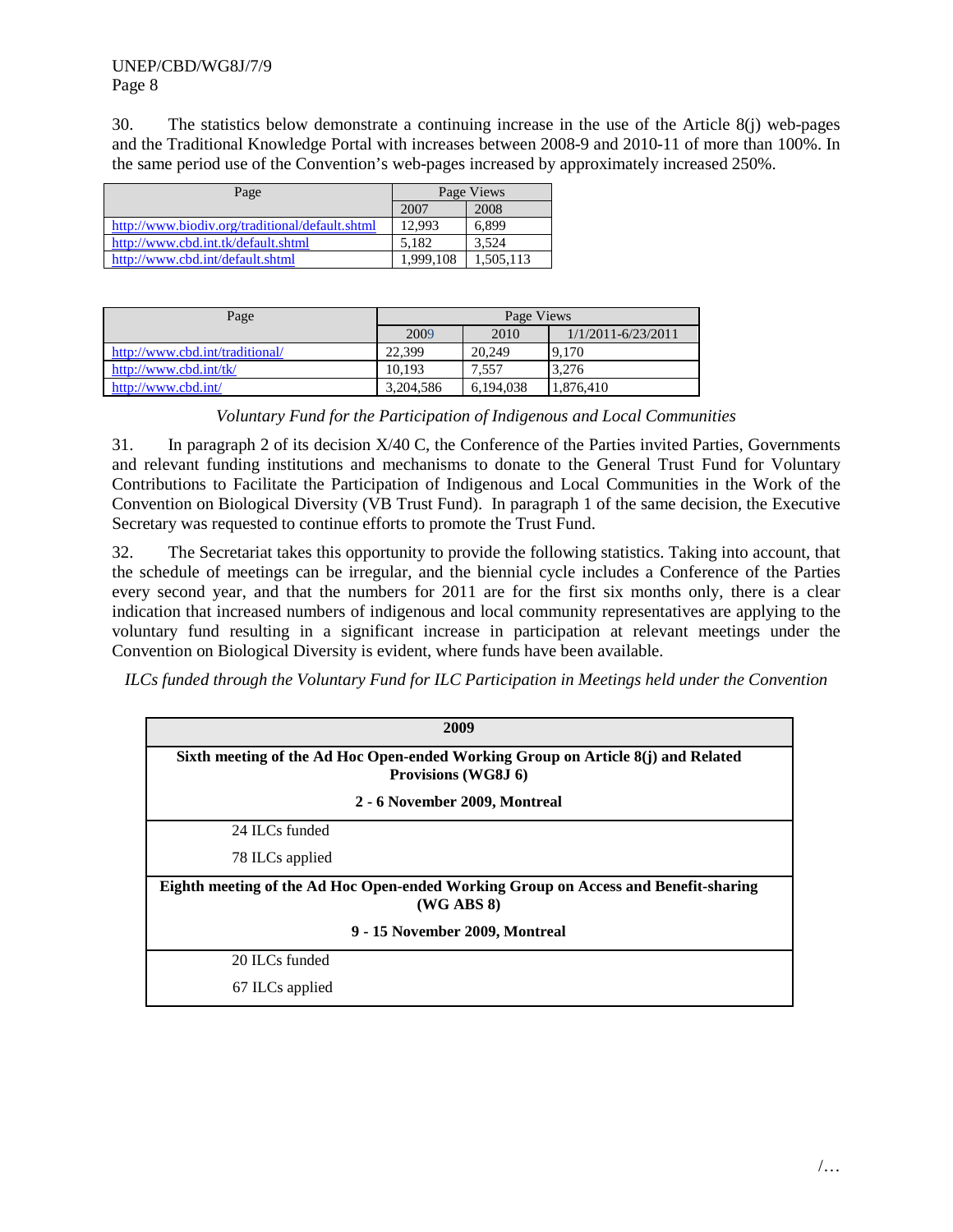30. The statistics below demonstrate a continuing increase in the use of the Article 8(j) web-pages and the Traditional Knowledge Portal with increases between 2008-9 and 2010-11 of more than 100%. In the same period use of the Convention's web-pages increased by approximately increased 250%.

| Page | Page Views | |
|---|---|---|
| | 2007 | 2008 |
| http://www.biodiv.org/traditional/default.shtml | 12,993 | 6,899 |
| http://www.cbd.int.tk/default.shtml | 5,182 | 3,524 |
| http://www.cbd.int/default.shtml | 1,999,108 | 1,505,113 |

| Page | Page Views | | |
|---|---|---|---|
| | 2009 | 2010 | 1/1/2011-6/23/2011 |
| http://www.cbd.int/traditional/ | 22,399 | 20,249 | 9,170 |
| http://www.cbd.int/tk/ | 10,193 | 7,557 | 3,276 |
| http://www.cbd.int/ | 3,204,586 | 6,194,038 | 1,876,410 |

*Voluntary Fund for the Participation of Indigenous and Local Communities*

31. In paragraph 2 of its decision X/40 C, the Conference of the Parties invited Parties, Governments and relevant funding institutions and mechanisms to donate to the General Trust Fund for Voluntary Contributions to Facilitate the Participation of Indigenous and Local Communities in the Work of the Convention on Biological Diversity (VB Trust Fund). In paragraph 1 of the same decision, the Executive Secretary was requested to continue efforts to promote the Trust Fund.

32. The Secretariat takes this opportunity to provide the following statistics. Taking into account, that the schedule of meetings can be irregular, and the biennial cycle includes a Conference of the Parties every second year, and that the numbers for 2011 are for the first six months only, there is a clear indication that increased numbers of indigenous and local community representatives are applying to the voluntary fund resulting in a significant increase in participation at relevant meetings under the Convention on Biological Diversity is evident, where funds have been available.

*ILCs funded through the Voluntary Fund for ILC Participation in Meetings held under the Convention*

| **2009** |
|---|
| **Sixth meeting of the Ad Hoc Open-ended Working Group on Article 8(j) and Related Provisions (WG8J 6)**<br>**2 - 6 November 2009, Montreal** |
| 24 ILCs funded<br>78 ILCs applied |
| **Eighth meeting of the Ad Hoc Open-ended Working Group on Access and Benefit-sharing (WG ABS 8)**<br>**9 - 15 November 2009, Montreal** |
| 20 ILCs funded<br>67 ILCs applied |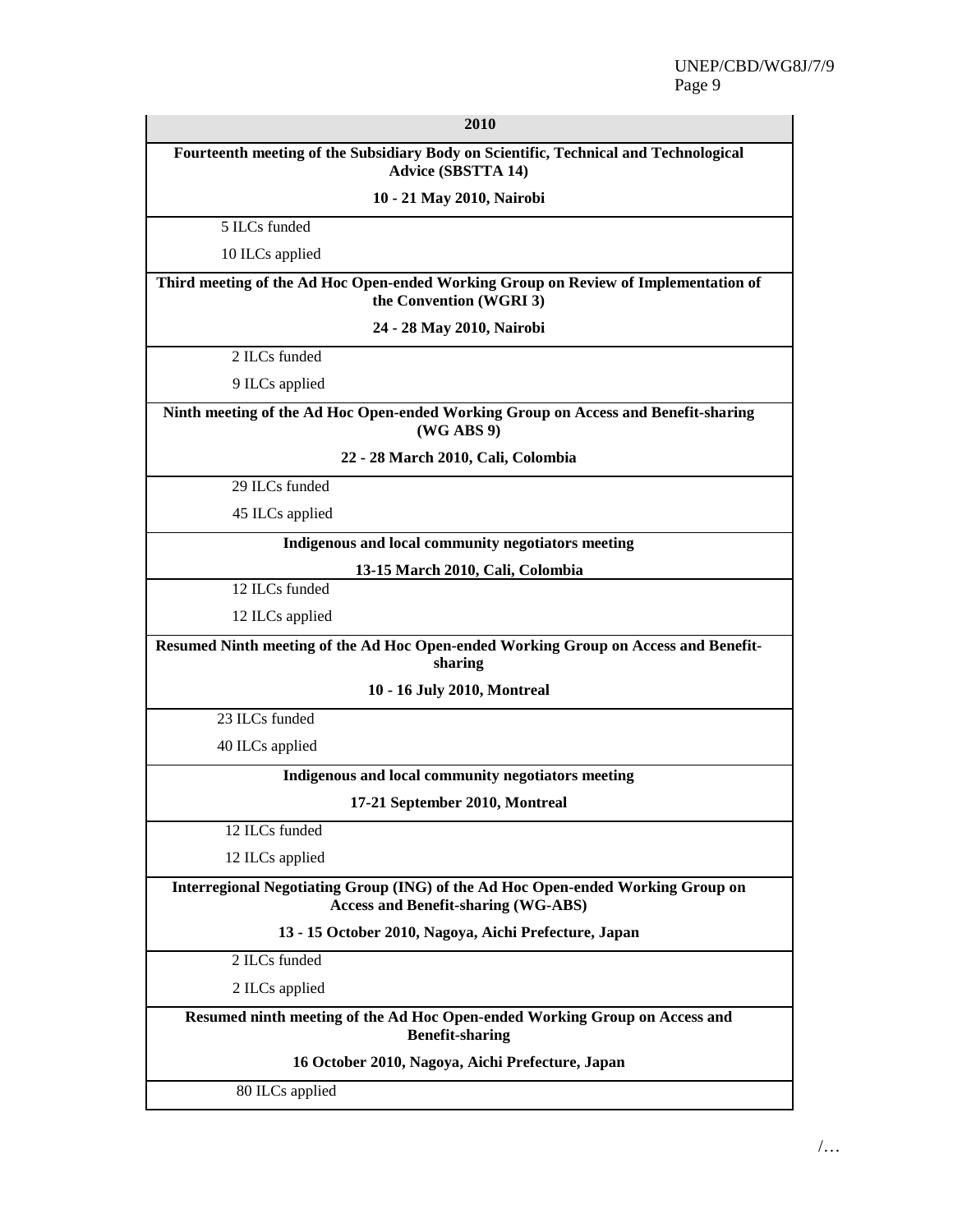| 2010 |
|---|
| **Fourteenth meeting of the Subsidiary Body on Scientific, Technical and Technological Advice (SBSTTA 14)**<br>**10 - 21 May 2010, Nairobi** |
| 5 ILCs funded<br>10 ILCs applied |
| **Third meeting of the Ad Hoc Open-ended Working Group on Review of Implementation of the Convention (WGRI 3)**<br>**24 - 28 May 2010, Nairobi** |
| 2 ILCs funded<br>9 ILCs applied |
| **Ninth meeting of the Ad Hoc Open-ended Working Group on Access and Benefit-sharing (WG ABS 9)**<br>**22 - 28 March 2010, Cali, Colombia** |
| 29 ILCs funded<br>45 ILCs applied |
| **Indigenous and local community negotiators meeting**<br>**13-15 March 2010, Cali, Colombia** |
| 12 ILCs funded<br>12 ILCs applied |
| **Resumed Ninth meeting of the Ad Hoc Open-ended Working Group on Access and Benefit-sharing**<br>**10 - 16 July 2010, Montreal** |
| 23 ILCs funded<br>40 ILCs applied |
| **Indigenous and local community negotiators meeting**<br>**17-21 September 2010, Montreal** |
| 12 ILCs funded<br>12 ILCs applied |
| **Interregional Negotiating Group (ING) of the Ad Hoc Open-ended Working Group on Access and Benefit-sharing (WG-ABS)**<br>**13 - 15 October 2010, Nagoya, Aichi Prefecture, Japan** |
| 2 ILCs funded<br>2 ILCs applied |
| **Resumed ninth meeting of the Ad Hoc Open-ended Working Group on Access and Benefit-sharing**<br>**16 October 2010, Nagoya, Aichi Prefecture, Japan** |
| 80 ILCs applied |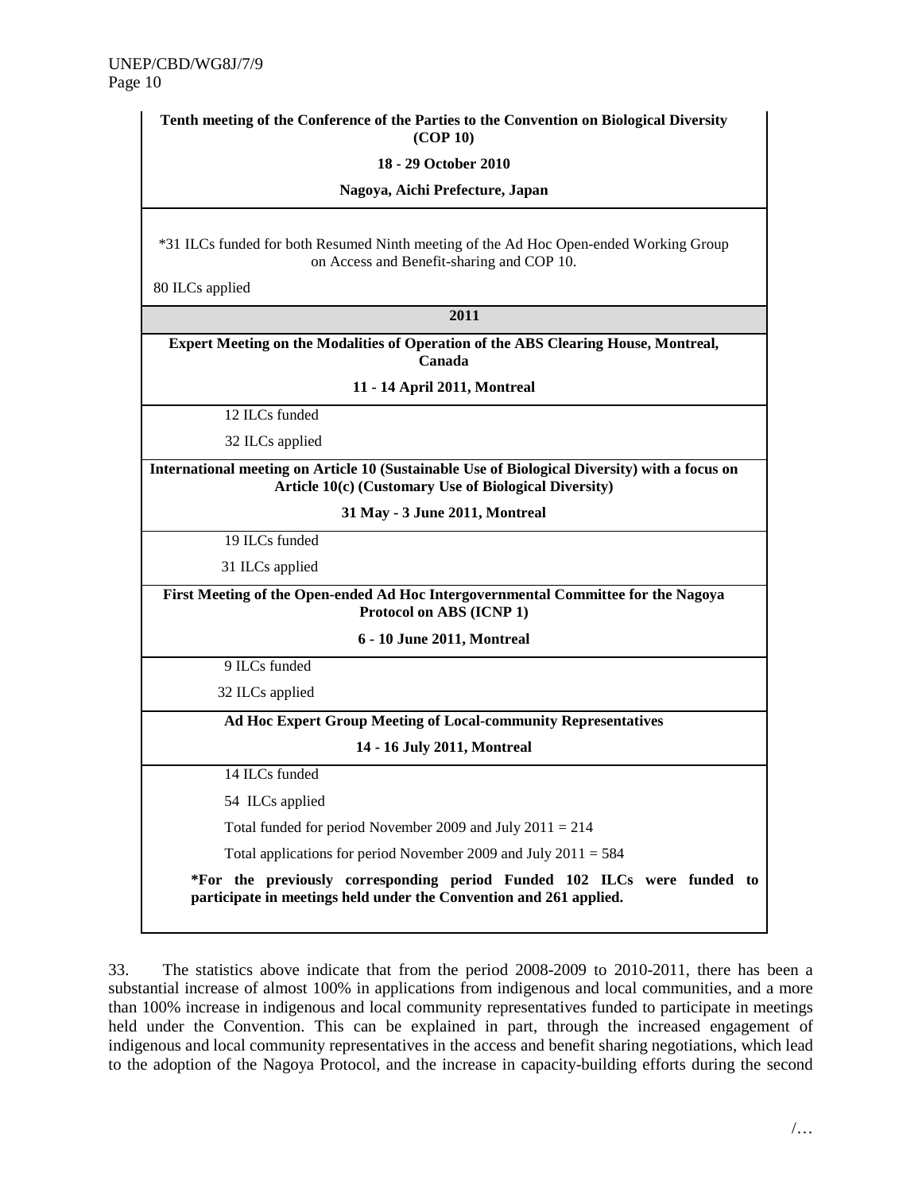| |
|---|
| **Tenth meeting of the Conference of the Parties to the Convention on Biological Diversity (COP 10)** |
| **18 - 29 October 2010** |
| **Nagoya, Aichi Prefecture, Japan** |
| *31 ILCs funded for both Resumed Ninth meeting of the Ad Hoc Open-ended Working Group on Access and Benefit-sharing and COP 10. |
| 80 ILCs applied |
| **2011** |
| **Expert Meeting on the Modalities of Operation of the ABS Clearing House, Montreal, Canada** |
| **11 - 14 April 2011, Montreal** |
| 12 ILCs funded |
| 32 ILCs applied |
| **International meeting on Article 10 (Sustainable Use of Biological Diversity) with a focus on Article 10(c) (Customary Use of Biological Diversity)** |
| **31 May - 3 June 2011, Montreal** |
| 19 ILCs funded |
| 31 ILCs applied |
| **First Meeting of the Open-ended Ad Hoc Intergovernmental Committee for the Nagoya Protocol on ABS (ICNP 1)** |
| **6 - 10 June 2011, Montreal** |
| 9 ILCs funded |
| 32 ILCs applied |
| **Ad Hoc Expert Group Meeting of Local-community Representatives** |
| **14 - 16 July 2011, Montreal** |
| 14 ILCs funded |
| 54 ILCs applied |
| Total funded for period November 2009 and July 2011 = 214 |
| Total applications for period November 2009 and July 2011 = 584 |
| ***For the previously corresponding period Funded 102 ILCs were funded to participate in meetings held under the Convention and 261 applied.** |

33. The statistics above indicate that from the period 2008-2009 to 2010-2011, there has been a substantial increase of almost 100% in applications from indigenous and local communities, and a more than 100% increase in indigenous and local community representatives funded to participate in meetings held under the Convention. This can be explained in part, through the increased engagement of indigenous and local community representatives in the access and benefit sharing negotiations, which lead to the adoption of the Nagoya Protocol, and the increase in capacity-building efforts during the second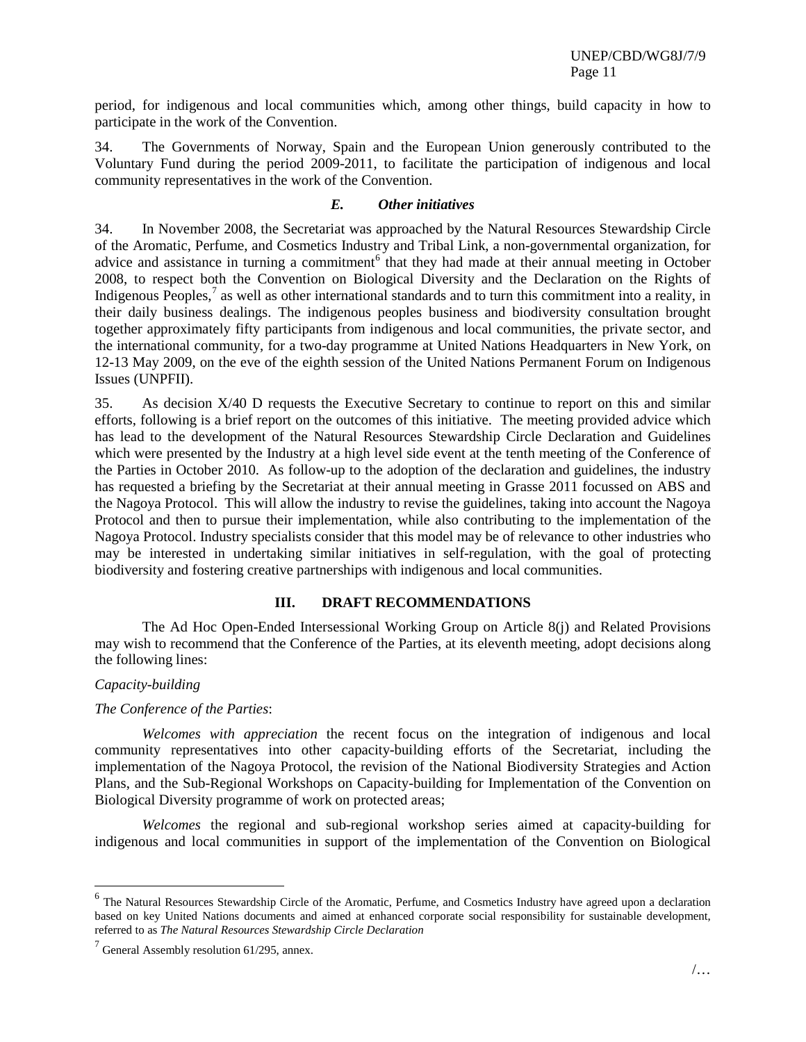period, for indigenous and local communities which, among other things, build capacity in how to participate in the work of the Convention.

34. The Governments of Norway, Spain and the European Union generously contributed to the Voluntary Fund during the period 2009-2011, to facilitate the participation of indigenous and local community representatives in the work of the Convention.

### *E. Other initiatives*

34. In November 2008, the Secretariat was approached by the Natural Resources Stewardship Circle of the Aromatic, Perfume, and Cosmetics Industry and Tribal Link, a non-governmental organization, for advice and assistance in turning a commitment[6] that they had made at their annual meeting in October 2008, to respect both the Convention on Biological Diversity and the Declaration on the Rights of Indigenous Peoples,[7] as well as other international standards and to turn this commitment into a reality, in their daily business dealings. The indigenous peoples business and biodiversity consultation brought together approximately fifty participants from indigenous and local communities, the private sector, and the international community, for a two-day programme at United Nations Headquarters in New York, on 12-13 May 2009, on the eve of the eighth session of the United Nations Permanent Forum on Indigenous Issues (UNPFII).

35. As decision X/40 D requests the Executive Secretary to continue to report on this and similar efforts, following is a brief report on the outcomes of this initiative. The meeting provided advice which has lead to the development of the Natural Resources Stewardship Circle Declaration and Guidelines which were presented by the Industry at a high level side event at the tenth meeting of the Conference of the Parties in October 2010. As follow-up to the adoption of the declaration and guidelines, the industry has requested a briefing by the Secretariat at their annual meeting in Grasse 2011 focussed on ABS and the Nagoya Protocol. This will allow the industry to revise the guidelines, taking into account the Nagoya Protocol and then to pursue their implementation, while also contributing to the implementation of the Nagoya Protocol. Industry specialists consider that this model may be of relevance to other industries who may be interested in undertaking similar initiatives in self-regulation, with the goal of protecting biodiversity and fostering creative partnerships with indigenous and local communities.

## III. DRAFT RECOMMENDATIONS

The Ad Hoc Open-Ended Intersessional Working Group on Article 8(j) and Related Provisions may wish to recommend that the Conference of the Parties, at its eleventh meeting, adopt decisions along the following lines:

*Capacity-building*

*The Conference of the Parties*:

*Welcomes with appreciation* the recent focus on the integration of indigenous and local community representatives into other capacity-building efforts of the Secretariat, including the implementation of the Nagoya Protocol, the revision of the National Biodiversity Strategies and Action Plans, and the Sub-Regional Workshops on Capacity-building for Implementation of the Convention on Biological Diversity programme of work on protected areas;

*Welcomes* the regional and sub-regional workshop series aimed at capacity-building for indigenous and local communities in support of the implementation of the Convention on Biological

---

[6] The Natural Resources Stewardship Circle of the Aromatic, Perfume, and Cosmetics Industry have agreed upon a declaration based on key United Nations documents and aimed at enhanced corporate social responsibility for sustainable development, referred to as *The Natural Resources Stewardship Circle Declaration*

[7] General Assembly resolution 61/295, annex.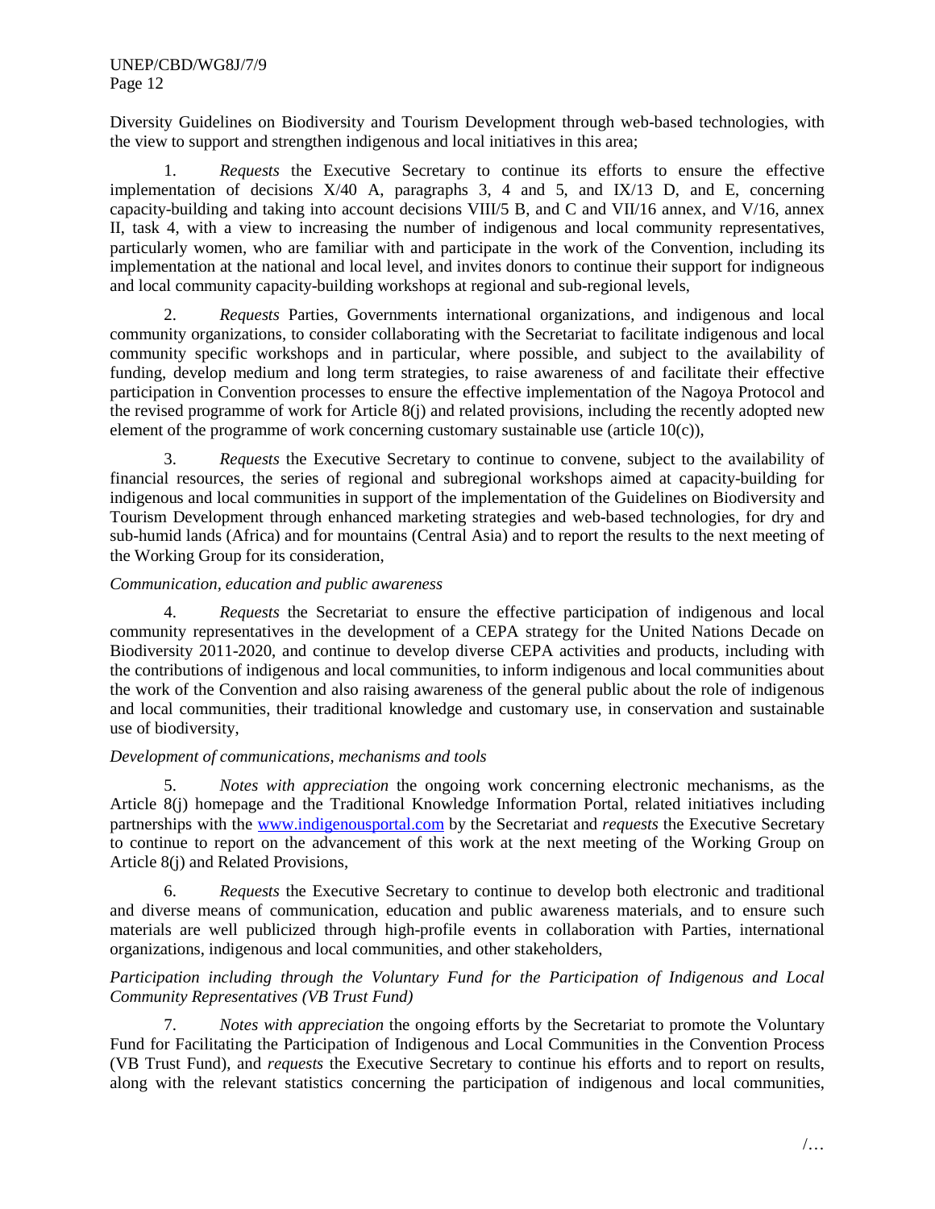Diversity Guidelines on Biodiversity and Tourism Development through web-based technologies, with the view to support and strengthen indigenous and local initiatives in this area;

1. *Requests* the Executive Secretary to continue its efforts to ensure the effective implementation of decisions X/40 A, paragraphs 3, 4 and 5, and IX/13 D, and E, concerning capacity-building and taking into account decisions VIII/5 B, and C and VII/16 annex, and V/16, annex II, task 4, with a view to increasing the number of indigenous and local community representatives, particularly women, who are familiar with and participate in the work of the Convention, including its implementation at the national and local level, and invites donors to continue their support for indigneous and local community capacity-building workshops at regional and sub-regional levels,

2. *Requests* Parties, Governments international organizations, and indigenous and local community organizations, to consider collaborating with the Secretariat to facilitate indigenous and local community specific workshops and in particular, where possible, and subject to the availability of funding, develop medium and long term strategies, to raise awareness of and facilitate their effective participation in Convention processes to ensure the effective implementation of the Nagoya Protocol and the revised programme of work for Article 8(j) and related provisions, including the recently adopted new element of the programme of work concerning customary sustainable use (article 10(c)),

3. *Requests* the Executive Secretary to continue to convene, subject to the availability of financial resources, the series of regional and subregional workshops aimed at capacity-building for indigenous and local communities in support of the implementation of the Guidelines on Biodiversity and Tourism Development through enhanced marketing strategies and web-based technologies, for dry and sub-humid lands (Africa) and for mountains (Central Asia) and to report the results to the next meeting of the Working Group for its consideration,

*Communication, education and public awareness*

4. *Requests* the Secretariat to ensure the effective participation of indigenous and local community representatives in the development of a CEPA strategy for the United Nations Decade on Biodiversity 2011-2020, and continue to develop diverse CEPA activities and products, including with the contributions of indigenous and local communities, to inform indigenous and local communities about the work of the Convention and also raising awareness of the general public about the role of indigenous and local communities, their traditional knowledge and customary use, in conservation and sustainable use of biodiversity,

*Development of communications, mechanisms and tools*

5. *Notes with appreciation* the ongoing work concerning electronic mechanisms, as the Article 8(j) homepage and the Traditional Knowledge Information Portal, related initiatives including partnerships with the [www.indigenousportal.com](http://www.indigenousportal.com) by the Secretariat and *requests* the Executive Secretary to continue to report on the advancement of this work at the next meeting of the Working Group on Article 8(j) and Related Provisions,

6. *Requests* the Executive Secretary to continue to develop both electronic and traditional and diverse means of communication, education and public awareness materials, and to ensure such materials are well publicized through high-profile events in collaboration with Parties, international organizations, indigenous and local communities, and other stakeholders,

*Participation including through the Voluntary Fund for the Participation of Indigenous and Local Community Representatives (VB Trust Fund)*

7. *Notes with appreciation* the ongoing efforts by the Secretariat to promote the Voluntary Fund for Facilitating the Participation of Indigenous and Local Communities in the Convention Process (VB Trust Fund), and *requests* the Executive Secretary to continue his efforts and to report on results, along with the relevant statistics concerning the participation of indigenous and local communities,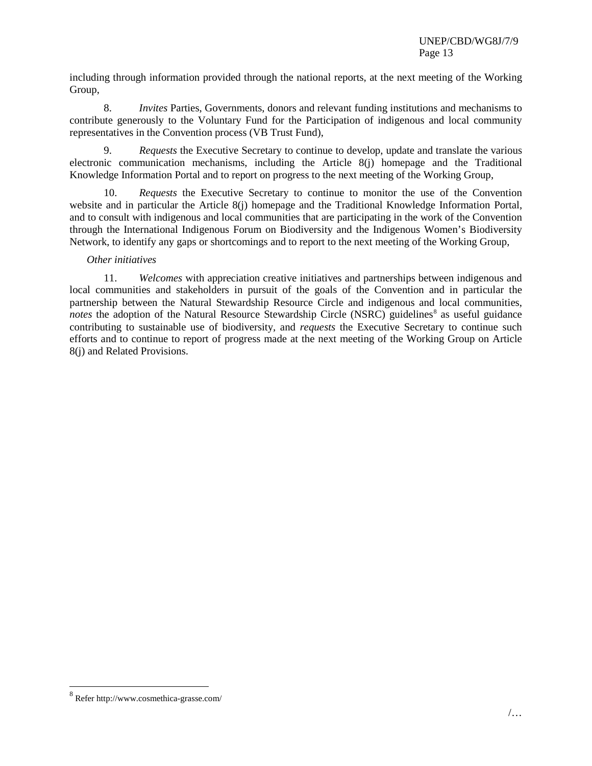including through information provided through the national reports, at the next meeting of the Working Group,

8. *Invites* Parties, Governments, donors and relevant funding institutions and mechanisms to contribute generously to the Voluntary Fund for the Participation of indigenous and local community representatives in the Convention process (VB Trust Fund),

9. *Requests* the Executive Secretary to continue to develop, update and translate the various electronic communication mechanisms, including the Article 8(j) homepage and the Traditional Knowledge Information Portal and to report on progress to the next meeting of the Working Group,

10. *Requests* the Executive Secretary to continue to monitor the use of the Convention website and in particular the Article 8(j) homepage and the Traditional Knowledge Information Portal, and to consult with indigenous and local communities that are participating in the work of the Convention through the International Indigenous Forum on Biodiversity and the Indigenous Women's Biodiversity Network, to identify any gaps or shortcomings and to report to the next meeting of the Working Group,

*Other initiatives*

11. *Welcomes* with appreciation creative initiatives and partnerships between indigenous and local communities and stakeholders in pursuit of the goals of the Convention and in particular the partnership between the Natural Stewardship Resource Circle and indigenous and local communities, *notes* the adoption of the Natural Resource Stewardship Circle (NSRC) guidelines[8] as useful guidance contributing to sustainable use of biodiversity, and *requests* the Executive Secretary to continue such efforts and to continue to report of progress made at the next meeting of the Working Group on Article 8(j) and Related Provisions.

---

[8] Refer http://www.cosmethica-grasse.com/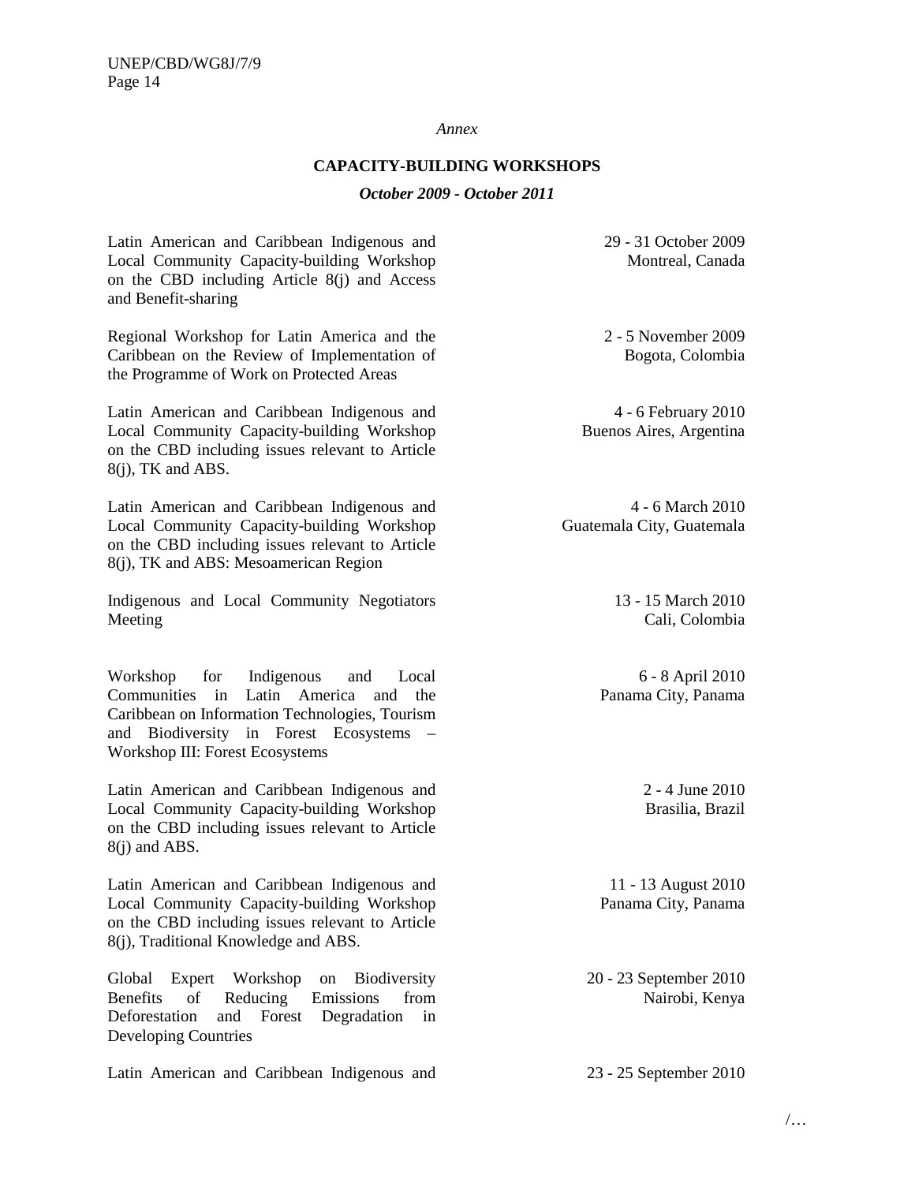*Annex*

## CAPACITY-BUILDING WORKSHOPS

***October 2009 - October 2011***

| | |
|---|---|
| Latin American and Caribbean Indigenous and Local Community Capacity-building Workshop on the CBD including Article 8(j) and Access and Benefit-sharing | 29 - 31 October 2009<br>Montreal, Canada |
| Regional Workshop for Latin America and the Caribbean on the Review of Implementation of the Programme of Work on Protected Areas | 2 - 5 November 2009<br>Bogota, Colombia |
| Latin American and Caribbean Indigenous and Local Community Capacity-building Workshop on the CBD including issues relevant to Article 8(j), TK and ABS. | 4 - 6 February 2010<br>Buenos Aires, Argentina |
| Latin American and Caribbean Indigenous and Local Community Capacity-building Workshop on the CBD including issues relevant to Article 8(j), TK and ABS: Mesoamerican Region | 4 - 6 March 2010<br>Guatemala City, Guatemala |
| Indigenous and Local Community Negotiators Meeting | 13 - 15 March 2010<br>Cali, Colombia |
| Workshop for Indigenous and Local Communities in Latin America and the Caribbean on Information Technologies, Tourism and Biodiversity in Forest Ecosystems – Workshop III: Forest Ecosystems | 6 - 8 April 2010<br>Panama City, Panama |
| Latin American and Caribbean Indigenous and Local Community Capacity-building Workshop on the CBD including issues relevant to Article 8(j) and ABS. | 2 - 4 June 2010<br>Brasilia, Brazil |
| Latin American and Caribbean Indigenous and Local Community Capacity-building Workshop on the CBD including issues relevant to Article 8(j), Traditional Knowledge and ABS. | 11 - 13 August 2010<br>Panama City, Panama |
| Global Expert Workshop on Biodiversity Benefits of Reducing Emissions from Deforestation and Forest Degradation in Developing Countries | 20 - 23 September 2010<br>Nairobi, Kenya |
| Latin American and Caribbean Indigenous and | 23 - 25 September 2010 |

/…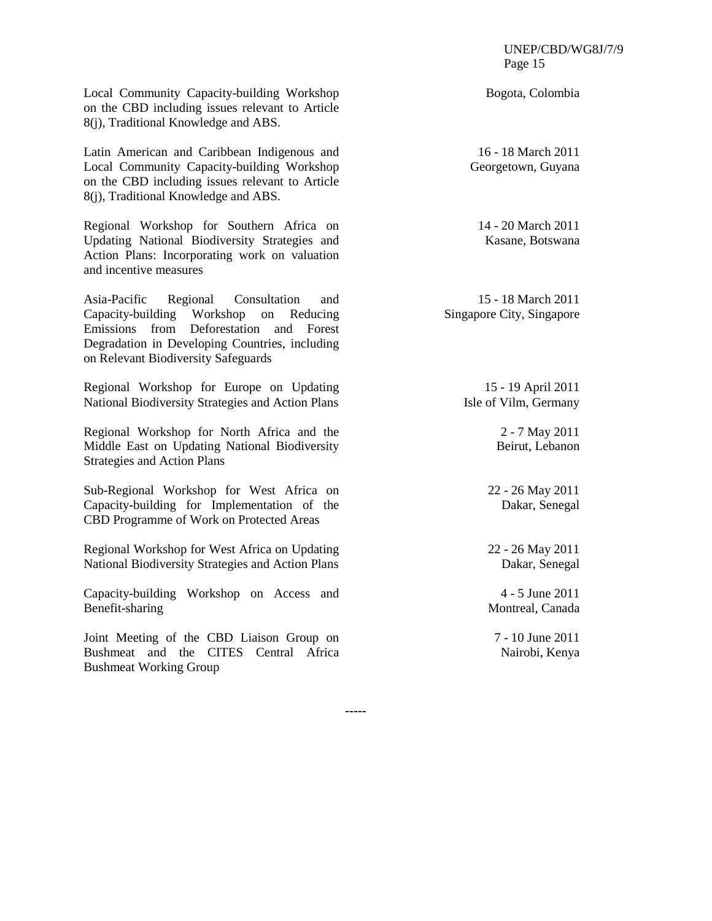| | |
|---|---|
| Local Community Capacity-building Workshop on the CBD including issues relevant to Article 8(j), Traditional Knowledge and ABS. | Bogota, Colombia |
| Latin American and Caribbean Indigenous and Local Community Capacity-building Workshop on the CBD including issues relevant to Article 8(j), Traditional Knowledge and ABS. | 16 - 18 March 2011 Georgetown, Guyana |
| Regional Workshop for Southern Africa on Updating National Biodiversity Strategies and Action Plans: Incorporating work on valuation and incentive measures | 14 - 20 March 2011 Kasane, Botswana |
| Asia-Pacific Regional Consultation and Capacity-building Workshop on Reducing Emissions from Deforestation and Forest Degradation in Developing Countries, including on Relevant Biodiversity Safeguards | 15 - 18 March 2011 Singapore City, Singapore |
| Regional Workshop for Europe on Updating National Biodiversity Strategies and Action Plans | 15 - 19 April 2011 Isle of Vilm, Germany |
| Regional Workshop for North Africa and the Middle East on Updating National Biodiversity Strategies and Action Plans | 2 - 7 May 2011 Beirut, Lebanon |
| Sub-Regional Workshop for West Africa on Capacity-building for Implementation of the CBD Programme of Work on Protected Areas | 22 - 26 May 2011 Dakar, Senegal |
| Regional Workshop for West Africa on Updating National Biodiversity Strategies and Action Plans | 22 - 26 May 2011 Dakar, Senegal |
| Capacity-building Workshop on Access and Benefit-sharing | 4 - 5 June 2011 Montreal, Canada |
| Joint Meeting of the CBD Liaison Group on Bushmeat and the CITES Central Africa Bushmeat Working Group | 7 - 10 June 2011 Nairobi, Kenya |

-----